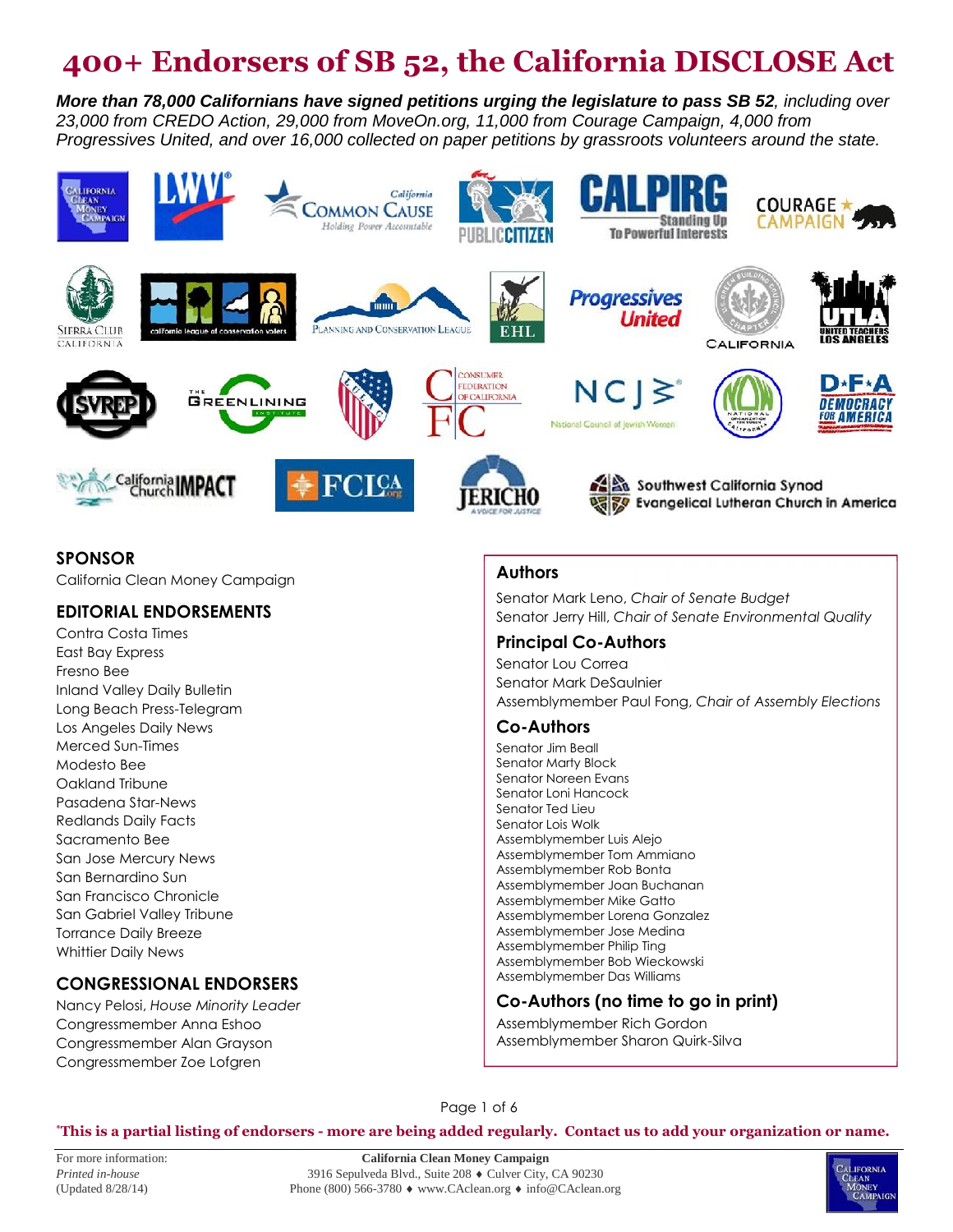# 400+ Endorsers of SB 52, the California DISCLOSE Act

***More than 78,000 Californians have signed petitions urging the legislature to pass SB 52**, including over 23,000 from CREDO Action, 29,000 from MoveOn.org, 11,000 from Courage Campaign, 4,000 from Progressives United, and over 16,000 collected on paper petitions by grassroots volunteers around the state.*

## SPONSOR

California Clean Money Campaign

## EDITORIAL ENDORSEMENTS

Contra Costa Times
East Bay Express
Fresno Bee
Inland Valley Daily Bulletin
Long Beach Press-Telegram
Los Angeles Daily News
Merced Sun-Times
Modesto Bee
Oakland Tribune
Pasadena Star-News
Redlands Daily Facts
Sacramento Bee
San Jose Mercury News
San Bernardino Sun
San Francisco Chronicle
San Gabriel Valley Tribune
Torrance Daily Breeze
Whittier Daily News

## CONGRESSIONAL ENDORSERS

Nancy Pelosi, *House Minority Leader*
Congressmember Anna Eshoo
Congressmember Alan Grayson
Congressmember Zoe Lofgren

## Authors

Senator Mark Leno, *Chair of Senate Budget*
Senator Jerry Hill, *Chair of Senate Environmental Quality*

### Principal Co-Authors

Senator Lou Correa
Senator Mark DeSaulnier
Assemblymember Paul Fong, *Chair of Assembly Elections*

### Co-Authors

Senator Jim Beall
Senator Marty Block
Senator Noreen Evans
Senator Loni Hancock
Senator Ted Lieu
Senator Lois Wolk
Assemblymember Luis Alejo
Assemblymember Tom Ammiano
Assemblymember Rob Bonta
Assemblymember Joan Buchanan
Assemblymember Mike Gatto
Assemblymember Lorena Gonzalez
Assemblymember Jose Medina
Assemblymember Philip Ting
Assemblymember Bob Wieckowski
Assemblymember Das Williams

### Co-Authors (no time to go in print)

Assemblymember Rich Gordon
Assemblymember Sharon Quirk-Silva

***This is a partial listing of endorsers - more are being added regularly. Contact us to add your organization or name.**

For more information:
*Printed in-house*
(Updated 8/28/14)

**California Clean Money Campaign**
3916 Sepulveda Blvd., Suite 208 ♦ Culver City, CA 90230
Phone (800) 566-3780 ♦ www.CAclean.org ♦ info@CAclean.org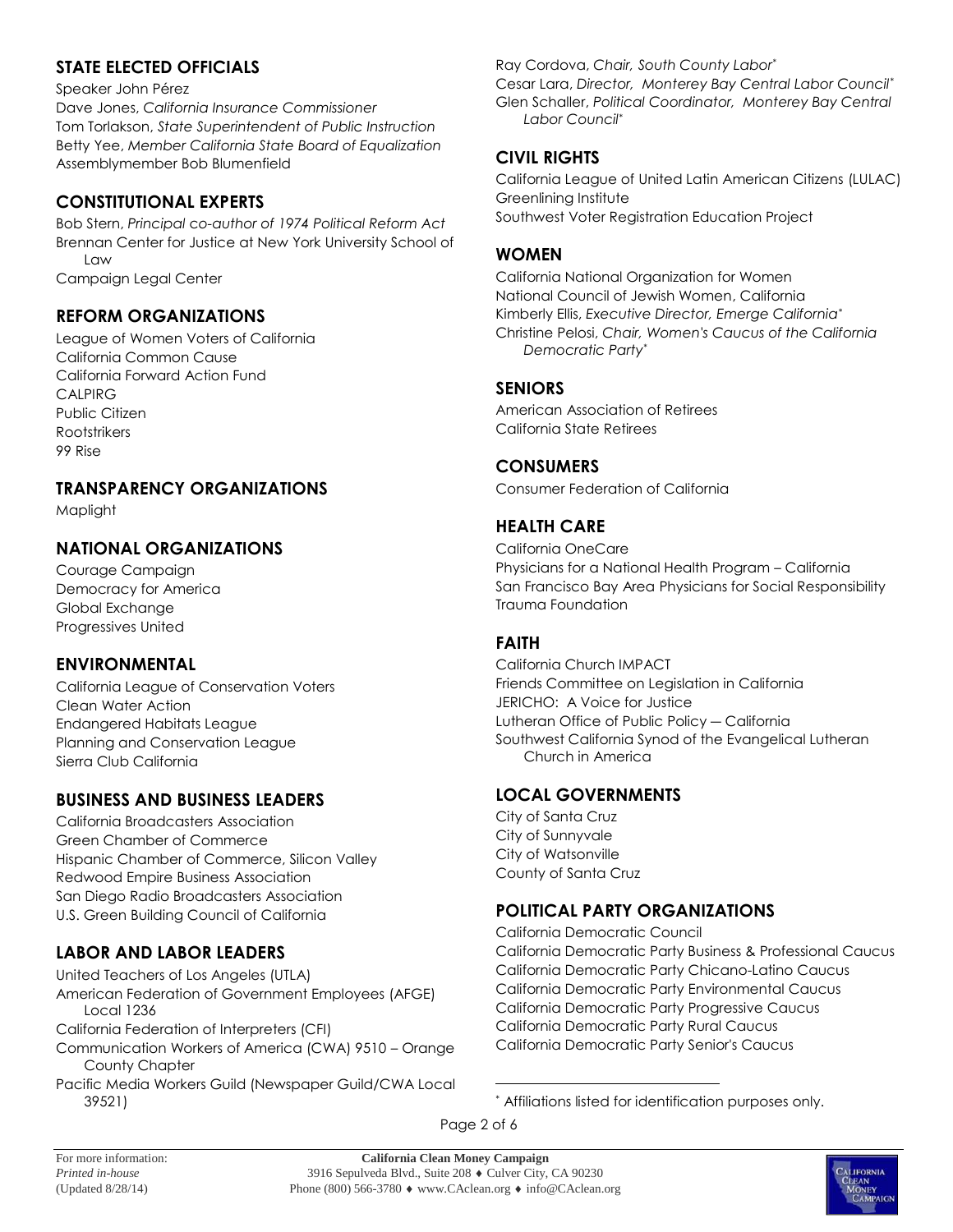## STATE ELECTED OFFICIALS

Speaker John Pérez
Dave Jones, *California Insurance Commissioner*
Tom Torlakson, *State Superintendent of Public Instruction*
Betty Yee, *Member California State Board of Equalization*
Assemblymember Bob Blumenfield

## CONSTITUTIONAL EXPERTS

Bob Stern, *Principal co-author of 1974 Political Reform Act*
Brennan Center for Justice at New York University School of Law
Campaign Legal Center

## REFORM ORGANIZATIONS

League of Women Voters of California
California Common Cause
California Forward Action Fund
CALPIRG
Public Citizen
Rootstrikers
99 Rise

## TRANSPARENCY ORGANIZATIONS

Maplight

## NATIONAL ORGANIZATIONS

Courage Campaign
Democracy for America
Global Exchange
Progressives United

## ENVIRONMENTAL

California League of Conservation Voters
Clean Water Action
Endangered Habitats League
Planning and Conservation League
Sierra Club California

## BUSINESS AND BUSINESS LEADERS

California Broadcasters Association
Green Chamber of Commerce
Hispanic Chamber of Commerce, Silicon Valley
Redwood Empire Business Association
San Diego Radio Broadcasters Association
U.S. Green Building Council of California

## LABOR AND LABOR LEADERS

United Teachers of Los Angeles (UTLA)
American Federation of Government Employees (AFGE) Local 1236
California Federation of Interpreters (CFI)
Communication Workers of America (CWA) 9510 – Orange County Chapter
Pacific Media Workers Guild (Newspaper Guild/CWA Local 39521)
Ray Cordova, *Chair, South County Labor*[*]
Cesar Lara, *Director, Monterey Bay Central Labor Council*[*]
Glen Schaller, *Political Coordinator, Monterey Bay Central Labor Council*[*]

## CIVIL RIGHTS

California League of United Latin American Citizens (LULAC)
Greenlining Institute
Southwest Voter Registration Education Project

## WOMEN

California National Organization for Women
National Council of Jewish Women, California
Kimberly Ellis, *Executive Director, Emerge California*[*]
Christine Pelosi, *Chair, Women's Caucus of the California Democratic Party*[*]

## SENIORS

American Association of Retirees
California State Retirees

## CONSUMERS

Consumer Federation of California

## HEALTH CARE

California OneCare
Physicians for a National Health Program – California
San Francisco Bay Area Physicians for Social Responsibility
Trauma Foundation

## FAITH

California Church IMPACT
Friends Committee on Legislation in California
JERICHO: A Voice for Justice
Lutheran Office of Public Policy — California
Southwest California Synod of the Evangelical Lutheran Church in America

## LOCAL GOVERNMENTS

City of Santa Cruz
City of Sunnyvale
City of Watsonville
County of Santa Cruz

## POLITICAL PARTY ORGANIZATIONS

California Democratic Council
California Democratic Party Business & Professional Caucus
California Democratic Party Chicano-Latino Caucus
California Democratic Party Environmental Caucus
California Democratic Party Progressive Caucus
California Democratic Party Rural Caucus
California Democratic Party Senior's Caucus

[*] Affiliations listed for identification purposes only.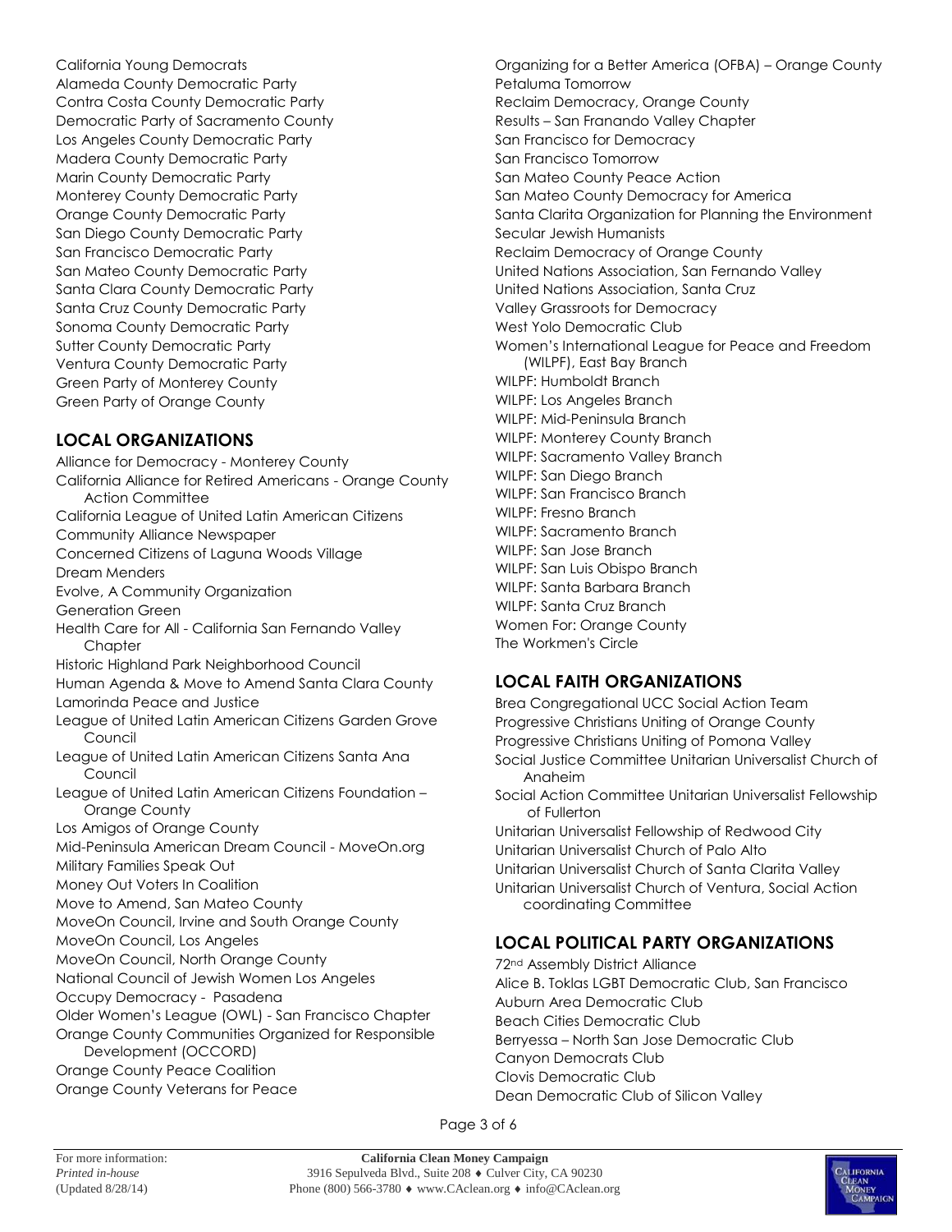California Young Democrats
Alameda County Democratic Party
Contra Costa County Democratic Party
Democratic Party of Sacramento County
Los Angeles County Democratic Party
Madera County Democratic Party
Marin County Democratic Party
Monterey County Democratic Party
Orange County Democratic Party
San Diego County Democratic Party
San Francisco Democratic Party
San Mateo County Democratic Party
Santa Clara County Democratic Party
Santa Cruz County Democratic Party
Sonoma County Democratic Party
Sutter County Democratic Party
Ventura County Democratic Party
Green Party of Monterey County
Green Party of Orange County

## LOCAL ORGANIZATIONS

Alliance for Democracy - Monterey County
California Alliance for Retired Americans - Orange County Action Committee
California League of United Latin American Citizens
Community Alliance Newspaper
Concerned Citizens of Laguna Woods Village
Dream Menders
Evolve, A Community Organization
Generation Green
Health Care for All - California San Fernando Valley Chapter
Historic Highland Park Neighborhood Council
Human Agenda & Move to Amend Santa Clara County
Lamorinda Peace and Justice
League of United Latin American Citizens Garden Grove Council
League of United Latin American Citizens Santa Ana Council
League of United Latin American Citizens Foundation – Orange County
Los Amigos of Orange County
Mid-Peninsula American Dream Council - MoveOn.org
Military Families Speak Out
Money Out Voters In Coalition
Move to Amend, San Mateo County
MoveOn Council, Irvine and South Orange County
MoveOn Council, Los Angeles
MoveOn Council, North Orange County
National Council of Jewish Women Los Angeles
Occupy Democracy - Pasadena
Older Women's League (OWL) - San Francisco Chapter
Orange County Communities Organized for Responsible Development (OCCORD)
Orange County Peace Coalition
Orange County Veterans for Peace
Organizing for a Better America (OFBA) – Orange County
Petaluma Tomorrow
Reclaim Democracy, Orange County
Results – San Franando Valley Chapter
San Francisco for Democracy
San Francisco Tomorrow
San Mateo County Peace Action
San Mateo County Democracy for America
Santa Clarita Organization for Planning the Environment
Secular Jewish Humanists
Reclaim Democracy of Orange County
United Nations Association, San Fernando Valley
United Nations Association, Santa Cruz
Valley Grassroots for Democracy
West Yolo Democratic Club
Women's International League for Peace and Freedom (WILPF), East Bay Branch
WILPF: Humboldt Branch
WILPF: Los Angeles Branch
WILPF: Mid-Peninsula Branch
WILPF: Monterey County Branch
WILPF: Sacramento Valley Branch
WILPF: San Diego Branch
WILPF: San Francisco Branch
WILPF: Fresno Branch
WILPF: Sacramento Branch
WILPF: San Jose Branch
WILPF: San Luis Obispo Branch
WILPF: Santa Barbara Branch
WILPF: Santa Cruz Branch
Women For: Orange County
The Workmen's Circle

## LOCAL FAITH ORGANIZATIONS

Brea Congregational UCC Social Action Team
Progressive Christians Uniting of Orange County
Progressive Christians Uniting of Pomona Valley
Social Justice Committee Unitarian Universalist Church of Anaheim
Social Action Committee Unitarian Universalist Fellowship of Fullerton
Unitarian Universalist Fellowship of Redwood City
Unitarian Universalist Church of Palo Alto
Unitarian Universalist Church of Santa Clarita Valley
Unitarian Universalist Church of Ventura, Social Action coordinating Committee

## LOCAL POLITICAL PARTY ORGANIZATIONS

72nd Assembly District Alliance
Alice B. Toklas LGBT Democratic Club, San Francisco
Auburn Area Democratic Club
Beach Cities Democratic Club
Berryessa – North San Jose Democratic Club
Canyon Democrats Club
Clovis Democratic Club
Dean Democratic Club of Silicon Valley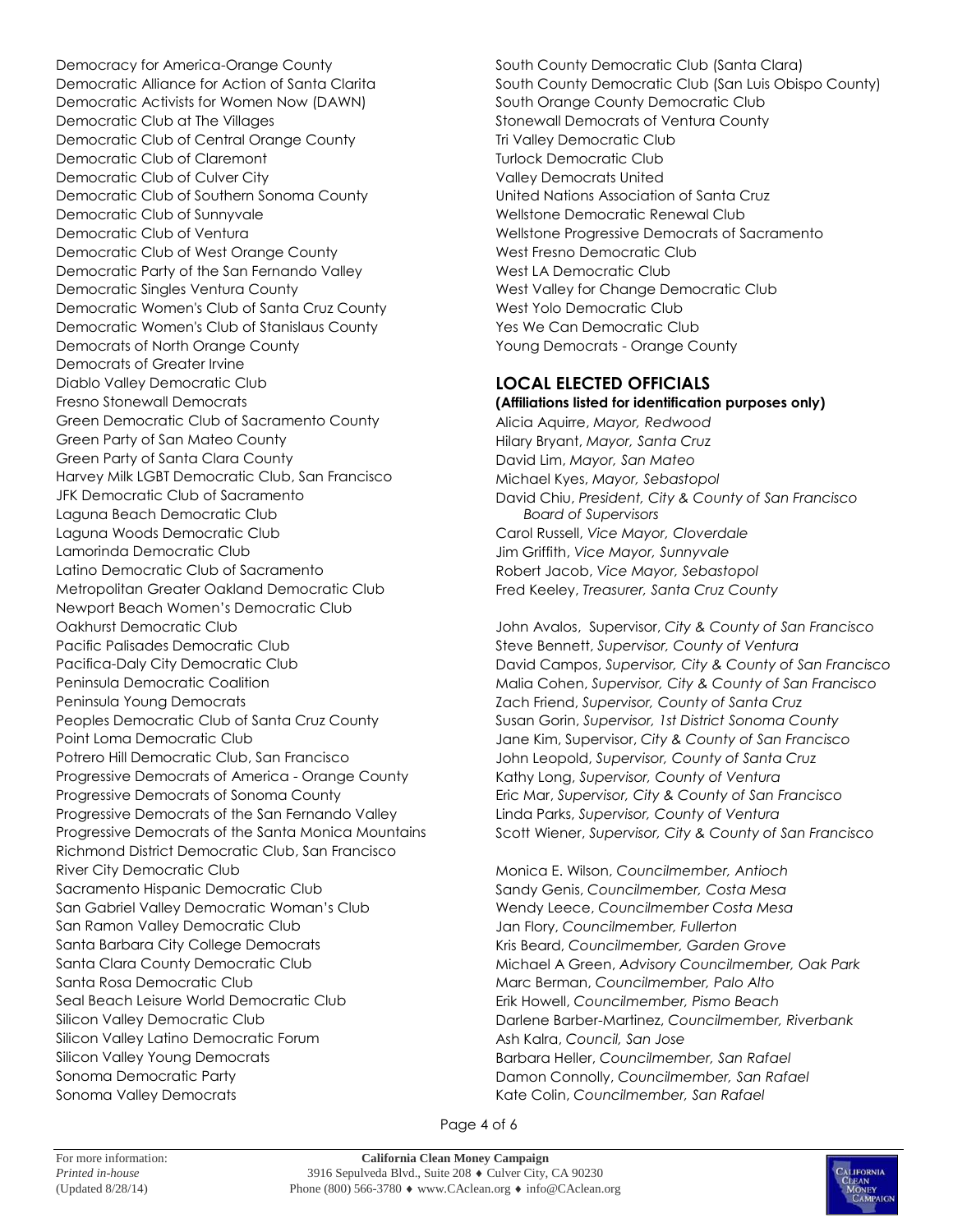Democracy for America-Orange County
Democratic Alliance for Action of Santa Clarita
Democratic Activists for Women Now (DAWN)
Democratic Club at The Villages
Democratic Club of Central Orange County
Democratic Club of Claremont
Democratic Club of Culver City
Democratic Club of Southern Sonoma County
Democratic Club of Sunnyvale
Democratic Club of Ventura
Democratic Club of West Orange County
Democratic Party of the San Fernando Valley
Democratic Singles Ventura County
Democratic Women's Club of Santa Cruz County
Democratic Women's Club of Stanislaus County
Democrats of North Orange County
Democrats of Greater Irvine
Diablo Valley Democratic Club
Fresno Stonewall Democrats
Green Democratic Club of Sacramento County
Green Party of San Mateo County
Green Party of Santa Clara County
Harvey Milk LGBT Democratic Club, San Francisco
JFK Democratic Club of Sacramento
Laguna Beach Democratic Club
Laguna Woods Democratic Club
Lamorinda Democratic Club
Latino Democratic Club of Sacramento
Metropolitan Greater Oakland Democratic Club
Newport Beach Women's Democratic Club
Oakhurst Democratic Club
Pacific Palisades Democratic Club
Pacifica-Daly City Democratic Club
Peninsula Democratic Coalition
Peninsula Young Democrats
Peoples Democratic Club of Santa Cruz County
Point Loma Democratic Club
Potrero Hill Democratic Club, San Francisco
Progressive Democrats of America - Orange County
Progressive Democrats of Sonoma County
Progressive Democrats of the San Fernando Valley
Progressive Democrats of the Santa Monica Mountains
Richmond District Democratic Club, San Francisco
River City Democratic Club
Sacramento Hispanic Democratic Club
San Gabriel Valley Democratic Woman's Club
San Ramon Valley Democratic Club
Santa Barbara City College Democrats
Santa Clara County Democratic Club
Santa Rosa Democratic Club
Seal Beach Leisure World Democratic Club
Silicon Valley Democratic Club
Silicon Valley Latino Democratic Forum
Silicon Valley Young Democrats
Sonoma Democratic Party
Sonoma Valley Democrats
South County Democratic Club (Santa Clara)
South County Democratic Club (San Luis Obispo County)
South Orange County Democratic Club
Stonewall Democrats of Ventura County
Tri Valley Democratic Club
Turlock Democratic Club
Valley Democrats United
United Nations Association of Santa Cruz
Wellstone Democratic Renewal Club
Wellstone Progressive Democrats of Sacramento
West Fresno Democratic Club
West LA Democratic Club
West Valley for Change Democratic Club
West Yolo Democratic Club
Yes We Can Democratic Club
Young Democrats - Orange County

## LOCAL ELECTED OFFICIALS

**(Affiliations listed for identification purposes only)**

Alicia Aquirre, *Mayor, Redwood*
Hilary Bryant, *Mayor, Santa Cruz*
David Lim, *Mayor, San Mateo*
Michael Kyes, *Mayor, Sebastopol*
David Chiu, *President, City & County of San Francisco Board of Supervisors*
Carol Russell, *Vice Mayor, Cloverdale*
Jim Griffith, *Vice Mayor, Sunnyvale*
Robert Jacob, *Vice Mayor, Sebastopol*
Fred Keeley, *Treasurer, Santa Cruz County*

John Avalos, Supervisor, *City & County of San Francisco*
Steve Bennett, *Supervisor, County of Ventura*
David Campos, *Supervisor, City & County of San Francisco*
Malia Cohen, *Supervisor, City & County of San Francisco*
Zach Friend, *Supervisor, County of Santa Cruz*
Susan Gorin, *Supervisor, 1st District Sonoma County*
Jane Kim, Supervisor, *City & County of San Francisco*
John Leopold, *Supervisor, County of Santa Cruz*
Kathy Long, *Supervisor, County of Ventura*
Eric Mar, *Supervisor, City & County of San Francisco*
Linda Parks, *Supervisor, County of Ventura*
Scott Wiener, *Supervisor, City & County of San Francisco*

Monica E. Wilson, *Councilmember, Antioch*
Sandy Genis, *Councilmember, Costa Mesa*
Wendy Leece, *Councilmember Costa Mesa*
Jan Flory, *Councilmember, Fullerton*
Kris Beard, *Councilmember, Garden Grove*
Michael A Green, *Advisory Councilmember, Oak Park*
Marc Berman, *Councilmember, Palo Alto*
Erik Howell, *Councilmember, Pismo Beach*
Darlene Barber-Martinez, *Councilmember, Riverbank*
Ash Kalra, *Council, San Jose*
Barbara Heller, *Councilmember, San Rafael*
Damon Connolly, *Councilmember, San Rafael*
Kate Colin, *Councilmember, San Rafael*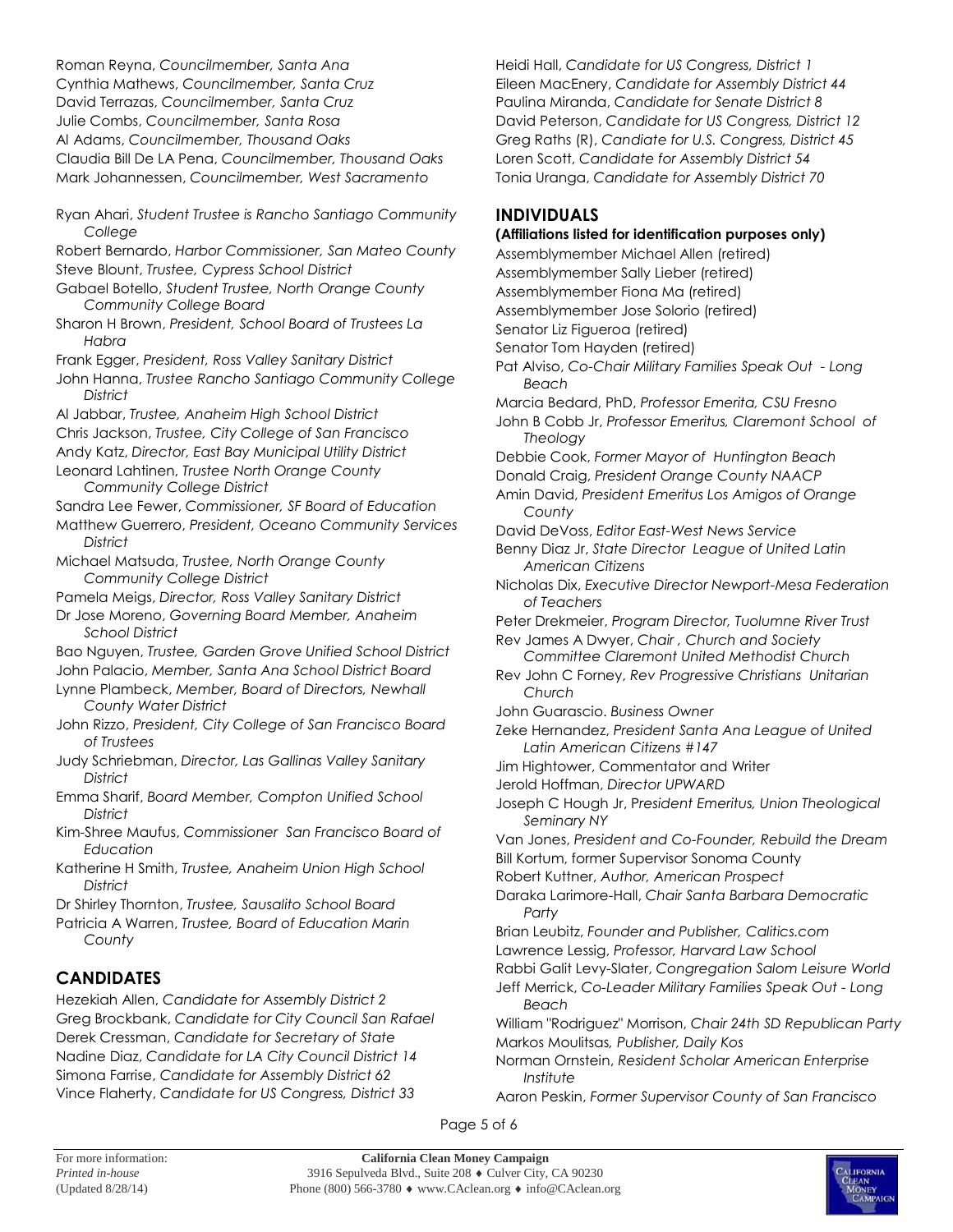Roman Reyna, *Councilmember, Santa Ana*
Cynthia Mathews, *Councilmember, Santa Cruz*
David Terrazas, *Councilmember, Santa Cruz*
Julie Combs, *Councilmember, Santa Rosa*
Al Adams, *Councilmember, Thousand Oaks*
Claudia Bill De LA Pena, *Councilmember, Thousand Oaks*
Mark Johannessen, *Councilmember, West Sacramento*

Ryan Ahari, *Student Trustee is Rancho Santiago Community College*
Robert Bernardo, *Harbor Commissioner, San Mateo County*
Steve Blount, *Trustee, Cypress School District*
Gabael Botello, *Student Trustee, North Orange County Community College Board*
Sharon H Brown, *President, School Board of Trustees La Habra*
Frank Egger, *President, Ross Valley Sanitary District*
John Hanna, *Trustee Rancho Santiago Community College District*
Al Jabbar, *Trustee, Anaheim High School District*
Chris Jackson, *Trustee, City College of San Francisco*
Andy Katz, *Director, East Bay Municipal Utility District*
Leonard Lahtinen, *Trustee North Orange County Community College District*
Sandra Lee Fewer, *Commissioner, SF Board of Education*
Matthew Guerrero, *President, Oceano Community Services District*
Michael Matsuda, *Trustee, North Orange County Community College District*
Pamela Meigs, *Director, Ross Valley Sanitary District*
Dr Jose Moreno, *Governing Board Member, Anaheim School District*
Bao Nguyen, *Trustee, Garden Grove Unified School District*
John Palacio, *Member, Santa Ana School District Board*
Lynne Plambeck, *Member, Board of Directors, Newhall County Water District*
John Rizzo, *President, City College of San Francisco Board of Trustees*
Judy Schriebman, *Director, Las Gallinas Valley Sanitary District*
Emma Sharif, *Board Member, Compton Unified School District*
Kim-Shree Maufus, *Commissioner San Francisco Board of Education*
Katherine H Smith, *Trustee, Anaheim Union High School District*
Dr Shirley Thornton, *Trustee, Sausalito School Board*
Patricia A Warren, *Trustee, Board of Education Marin County*

## CANDIDATES

Hezekiah Allen, *Candidate for Assembly District 2*
Greg Brockbank, *Candidate for City Council San Rafael*
Derek Cressman, *Candidate for Secretary of State*
Nadine Diaz, *Candidate for LA City Council District 14*
Simona Farrise, *Candidate for Assembly District 62*
Vince Flaherty, *Candidate for US Congress, District 33*
Heidi Hall, *Candidate for US Congress, District 1*
Eileen MacEnery, *Candidate for Assembly District 44*
Paulina Miranda, *Candidate for Senate District 8*
David Peterson, *Candidate for US Congress, District 12*
Greg Raths (R), *Candiate for U.S. Congress, District 45*
Loren Scott, *Candidate for Assembly District 54*
Tonia Uranga, *Candidate for Assembly District 70*

## INDIVIDUALS

**(Affiliations listed for identification purposes only)**

Assemblymember Michael Allen (retired)
Assemblymember Sally Lieber (retired)
Assemblymember Fiona Ma (retired)
Assemblymember Jose Solorio (retired)
Senator Liz Figueroa (retired)
Senator Tom Hayden (retired)
Pat Alviso, *Co-Chair Military Families Speak Out - Long Beach*
Marcia Bedard, PhD, *Professor Emerita, CSU Fresno*
John B Cobb Jr, *Professor Emeritus, Claremont School of Theology*
Debbie Cook, *Former Mayor of Huntington Beach*
Donald Craig, *President Orange County NAACP*
Amin David, *President Emeritus Los Amigos of Orange County*
David DeVoss, *Editor East-West News Service*
Benny Diaz Jr, *State Director League of United Latin American Citizens*
Nicholas Dix, *Executive Director Newport-Mesa Federation of Teachers*
Peter Drekmeier, *Program Director, Tuolumne River Trust*
Rev James A Dwyer, *Chair , Church and Society Committee Claremont United Methodist Church*
Rev John C Forney, *Rev Progressive Christians Unitarian Church*
John Guarascio. *Business Owner*
Zeke Hernandez, *President Santa Ana League of United Latin American Citizens #147*
Jim Hightower, Commentator and Writer
Jerold Hoffman, *Director UPWARD*
Joseph C Hough Jr, *President Emeritus, Union Theological Seminary NY*
Van Jones, *President and Co-Founder, Rebuild the Dream*
Bill Kortum, former Supervisor Sonoma County
Robert Kuttner, *Author, American Prospect*
Daraka Larimore-Hall, *Chair Santa Barbara Democratic Party*
Brian Leubitz, *Founder and Publisher, Calitics.com*
Lawrence Lessig, *Professor, Harvard Law School*
Rabbi Galit Levy-Slater, *Congregation Salom Leisure World*
Jeff Merrick, *Co-Leader Military Families Speak Out - Long Beach*
William "Rodriguez" Morrison, *Chair 24th SD Republican Party*
Markos Moulitsas, *Publisher, Daily Kos*
Norman Ornstein, *Resident Scholar American Enterprise Institute*
Aaron Peskin, *Former Supervisor County of San Francisco*

For more information: *Printed in-house* (Updated 8/28/14)

**California Clean Money Campaign**
3916 Sepulveda Blvd., Suite 208 ♦ Culver City, CA 90230
Phone (800) 566-3780 ♦ www.CAclean.org ♦ info@CAclean.org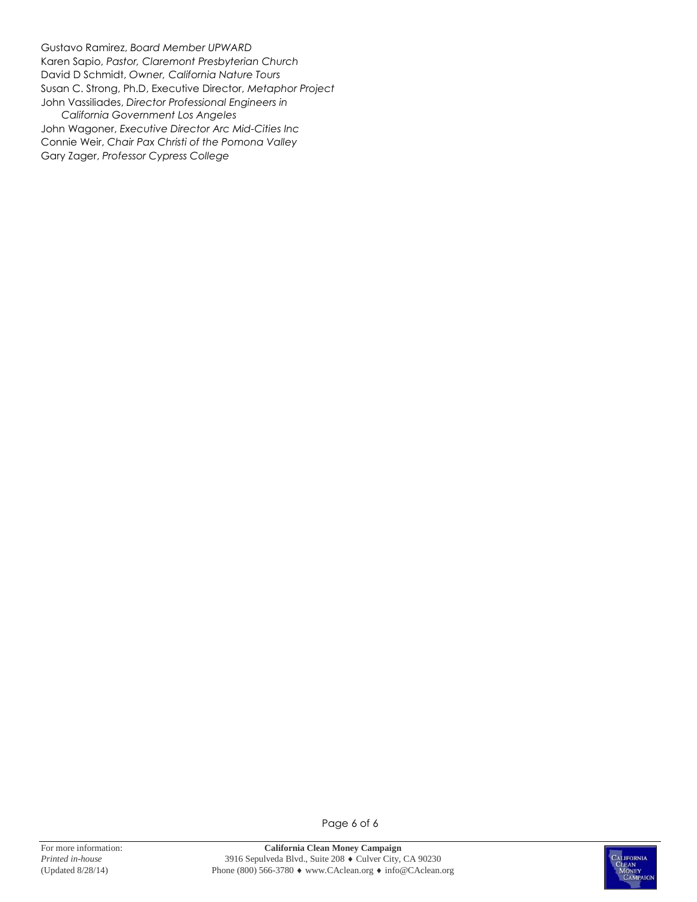Gustavo Ramirez, *Board Member UPWARD*
Karen Sapio, *Pastor, Claremont Presbyterian Church*
David D Schmidt, *Owner, California Nature Tours*
Susan C. Strong, Ph.D, Executive Director, *Metaphor Project*
John Vassiliades, *Director Professional Engineers in California Government Los Angeles*
John Wagoner, *Executive Director Arc Mid-Cities Inc*
Connie Weir, *Chair Pax Christi of the Pomona Valley*
Gary Zager, *Professor Cypress College*